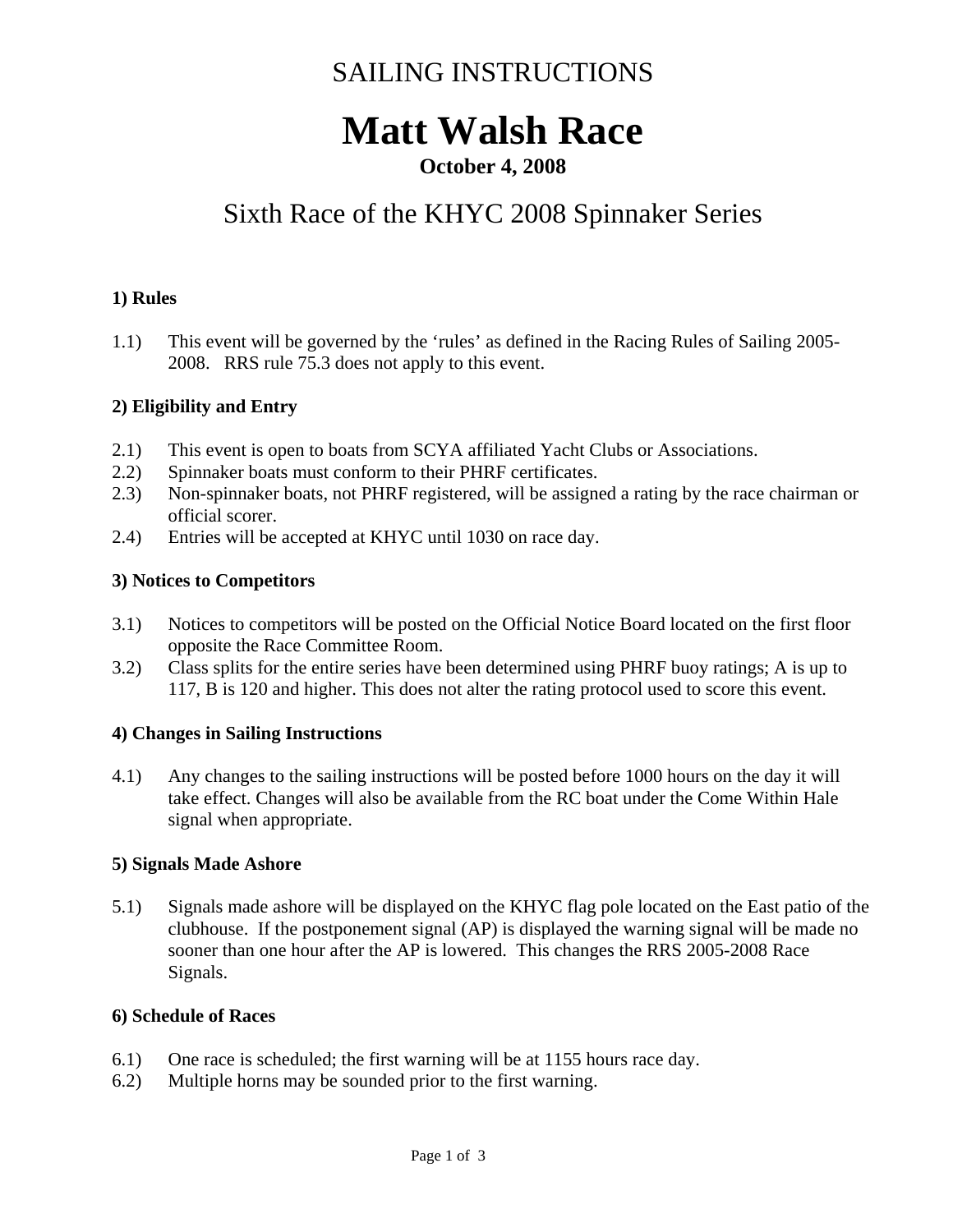# SAILING INSTRUCTIONS

# Matt Walsh Race

**October 4, 2008**

## Sixth Race of the KHYC 2008 Spinnaker Series

### 1) Rules

1.1) This event will be governed by the 'rules' as defined in the Racing Rules of Sailing 2005-2008. RRS rule 75.3 does not apply to this event.

### 2) Eligibility and Entry

2.1) This event is open to boats from SCYA affiliated Yacht Clubs or Associations.
2.2) Spinnaker boats must conform to their PHRF certificates.
2.3) Non-spinnaker boats, not PHRF registered, will be assigned a rating by the race chairman or official scorer.
2.4) Entries will be accepted at KHYC until 1030 on race day.

### 3) Notices to Competitors

3.1) Notices to competitors will be posted on the Official Notice Board located on the first floor opposite the Race Committee Room.
3.2) Class splits for the entire series have been determined using PHRF buoy ratings; A is up to 117, B is 120 and higher. This does not alter the rating protocol used to score this event.

### 4) Changes in Sailing Instructions

4.1) Any changes to the sailing instructions will be posted before 1000 hours on the day it will take effect. Changes will also be available from the RC boat under the Come Within Hale signal when appropriate.

### 5) Signals Made Ashore

5.1) Signals made ashore will be displayed on the KHYC flag pole located on the East patio of the clubhouse. If the postponement signal (AP) is displayed the warning signal will be made no sooner than one hour after the AP is lowered. This changes the RRS 2005-2008 Race Signals.

### 6) Schedule of Races

6.1) One race is scheduled; the first warning will be at 1155 hours race day.
6.2) Multiple horns may be sounded prior to the first warning.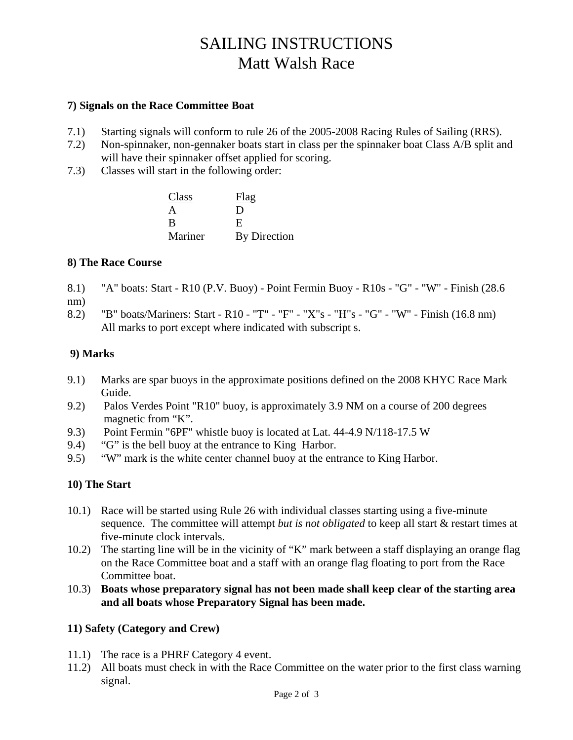# SAILING INSTRUCTIONS
# Matt Walsh Race

### 7) Signals on the Race Committee Boat

7.1) Starting signals will conform to rule 26 of the 2005-2008 Racing Rules of Sailing (RRS).

7.2) Non-spinnaker, non-gennaker boats start in class per the spinnaker boat Class A/B split and will have their spinnaker offset applied for scoring.

7.3) Classes will start in the following order:

| Class | Flag |
|---|---|
| A | D |
| B | E |
| Mariner | By Direction |

### 8) The Race Course

8.1) "A" boats: Start - R10 (P.V. Buoy) - Point Fermin Buoy - R10s - "G" - "W" - Finish (28.6 nm)

8.2) "B" boats/Mariners: Start - R10 - "T" - "F" - "X"s - "H"s - "G" - "W" - Finish (16.8 nm)
All marks to port except where indicated with subscript s.

### 9) Marks

9.1) Marks are spar buoys in the approximate positions defined on the 2008 KHYC Race Mark Guide.

9.2) Palos Verdes Point "R10" buoy, is approximately 3.9 NM on a course of 200 degrees magnetic from "K".

9.3) Point Fermin "6PF" whistle buoy is located at Lat. 44-4.9 N/118-17.5 W

9.4) "G" is the bell buoy at the entrance to King Harbor.

9.5) "W" mark is the white center channel buoy at the entrance to King Harbor.

### 10) The Start

10.1) Race will be started using Rule 26 with individual classes starting using a five-minute sequence. The committee will attempt *but is not obligated* to keep all start & restart times at five-minute clock intervals.

10.2) The starting line will be in the vicinity of "K" mark between a staff displaying an orange flag on the Race Committee boat and a staff with an orange flag floating to port from the Race Committee boat.

10.3) **Boats whose preparatory signal has not been made shall keep clear of the starting area and all boats whose Preparatory Signal has been made.**

### 11) Safety (Category and Crew)

11.1) The race is a PHRF Category 4 event.

11.2) All boats must check in with the Race Committee on the water prior to the first class warning signal.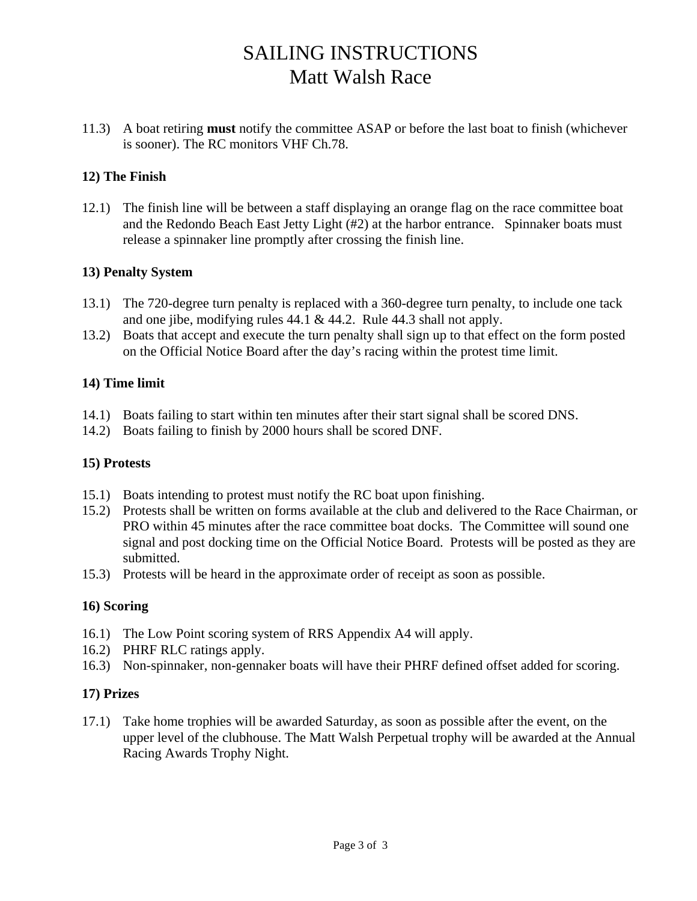# SAILING INSTRUCTIONS
# Matt Walsh Race

11.3) A boat retiring **must** notify the committee ASAP or before the last boat to finish (whichever is sooner). The RC monitors VHF Ch.78.

**12) The Finish**

12.1) The finish line will be between a staff displaying an orange flag on the race committee boat and the Redondo Beach East Jetty Light (#2) at the harbor entrance. Spinnaker boats must release a spinnaker line promptly after crossing the finish line.

**13) Penalty System**

13.1) The 720-degree turn penalty is replaced with a 360-degree turn penalty, to include one tack and one jibe, modifying rules 44.1 & 44.2. Rule 44.3 shall not apply.
13.2) Boats that accept and execute the turn penalty shall sign up to that effect on the form posted on the Official Notice Board after the day's racing within the protest time limit.

**14) Time limit**

14.1) Boats failing to start within ten minutes after their start signal shall be scored DNS.
14.2) Boats failing to finish by 2000 hours shall be scored DNF.

**15) Protests**

15.1) Boats intending to protest must notify the RC boat upon finishing.
15.2) Protests shall be written on forms available at the club and delivered to the Race Chairman, or PRO within 45 minutes after the race committee boat docks. The Committee will sound one signal and post docking time on the Official Notice Board. Protests will be posted as they are submitted.
15.3) Protests will be heard in the approximate order of receipt as soon as possible.

**16) Scoring**

16.1) The Low Point scoring system of RRS Appendix A4 will apply.
16.2) PHRF RLC ratings apply.
16.3) Non-spinnaker, non-gennaker boats will have their PHRF defined offset added for scoring.

**17) Prizes**

17.1) Take home trophies will be awarded Saturday, as soon as possible after the event, on the upper level of the clubhouse. The Matt Walsh Perpetual trophy will be awarded at the Annual Racing Awards Trophy Night.